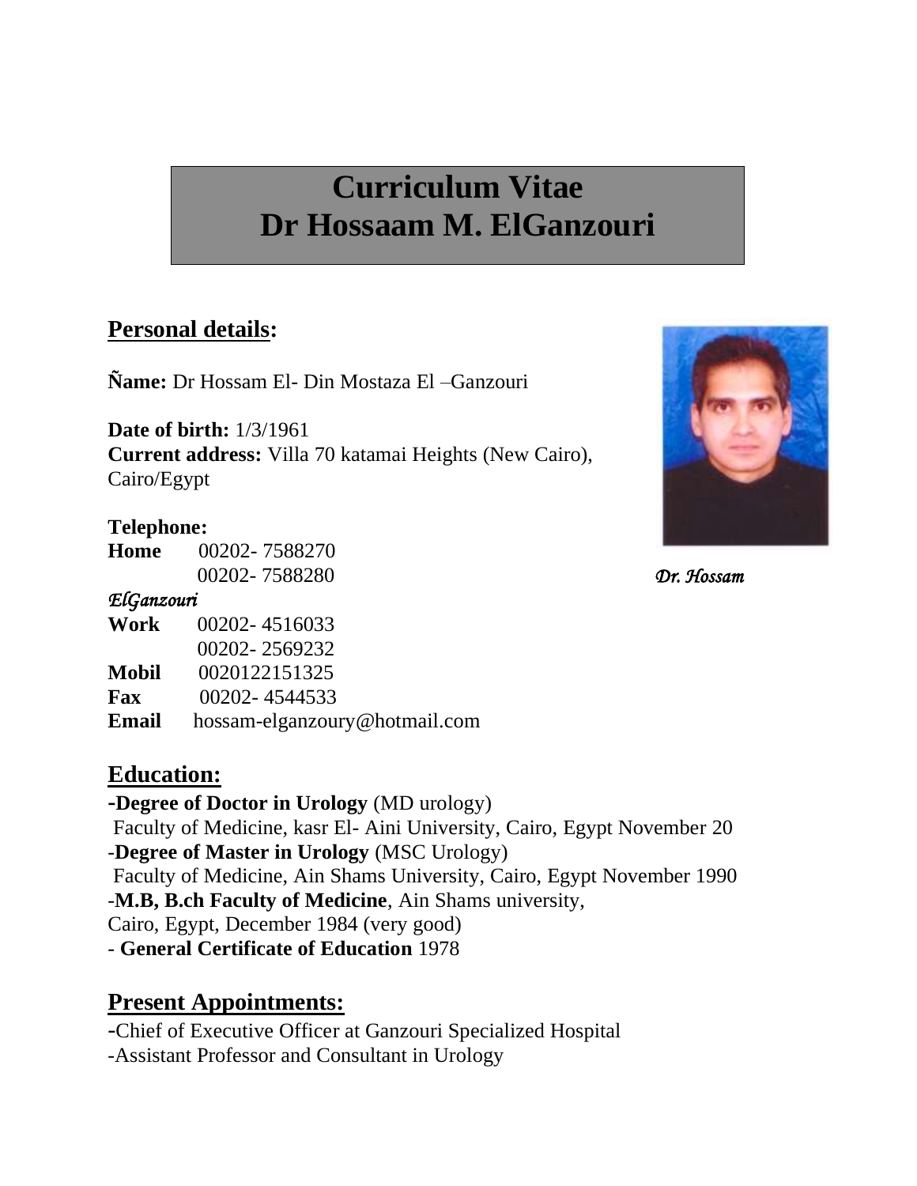# Curriculum Vitae
# Dr Hossaam M. ElGanzouri

## Personal details:

**Ñame:** Dr Hossam El- Din Mostaza El –Ganzouri

**Date of birth:** 1/3/1961
**Current address:** Villa 70 katamai Heights (New Cairo), Cairo/Egypt

**Telephone:**
**Home** 00202- 7588270
00202- 7588280

*Dr. Hossam ElGanzouri*

**Work** 00202- 4516033
00202- 2569232
**Mobil** 0020122151325
**Fax** 00202- 4544533
**Email** hossam-elganzoury@hotmail.com

## Education:

-**Degree of Doctor in Urology** (MD urology)
Faculty of Medicine, kasr El- Aini University, Cairo, Egypt November 20
-**Degree of Master in Urology** (MSC Urology)
Faculty of Medicine, Ain Shams University, Cairo, Egypt November 1990
-**M.B, B.ch Faculty of Medicine**, Ain Shams university,
Cairo, Egypt, December 1984 (very good)
- **General Certificate of Education** 1978

## Present Appointments:

-Chief of Executive Officer at Ganzouri Specialized Hospital
-Assistant Professor and Consultant in Urology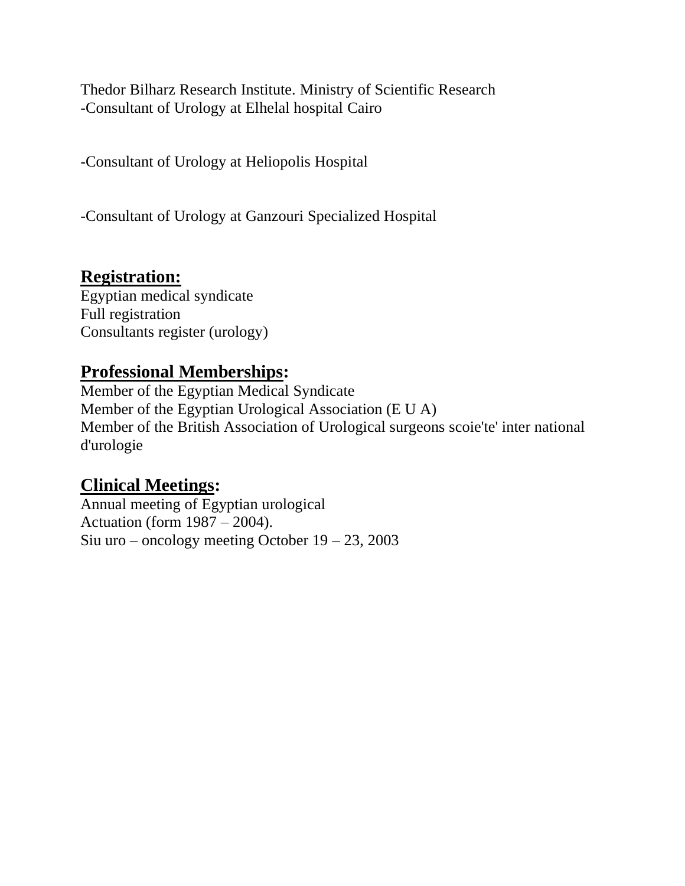Thedor Bilharz Research Institute. Ministry of Scientific Research
-Consultant of Urology at Elhelal hospital Cairo

-Consultant of Urology at Heliopolis Hospital

-Consultant of Urology at Ganzouri Specialized Hospital

## Registration:

Egyptian medical syndicate
Full registration
Consultants register (urology)

## Professional Memberships:

Member of the Egyptian Medical Syndicate
Member of the Egyptian Urological Association (E U A)
Member of the British Association of Urological surgeons scoie'te' inter national d'urologie

## Clinical Meetings:

Annual meeting of Egyptian urological
Actuation (form 1987 – 2004).
Siu uro – oncology meeting October 19 – 23, 2003